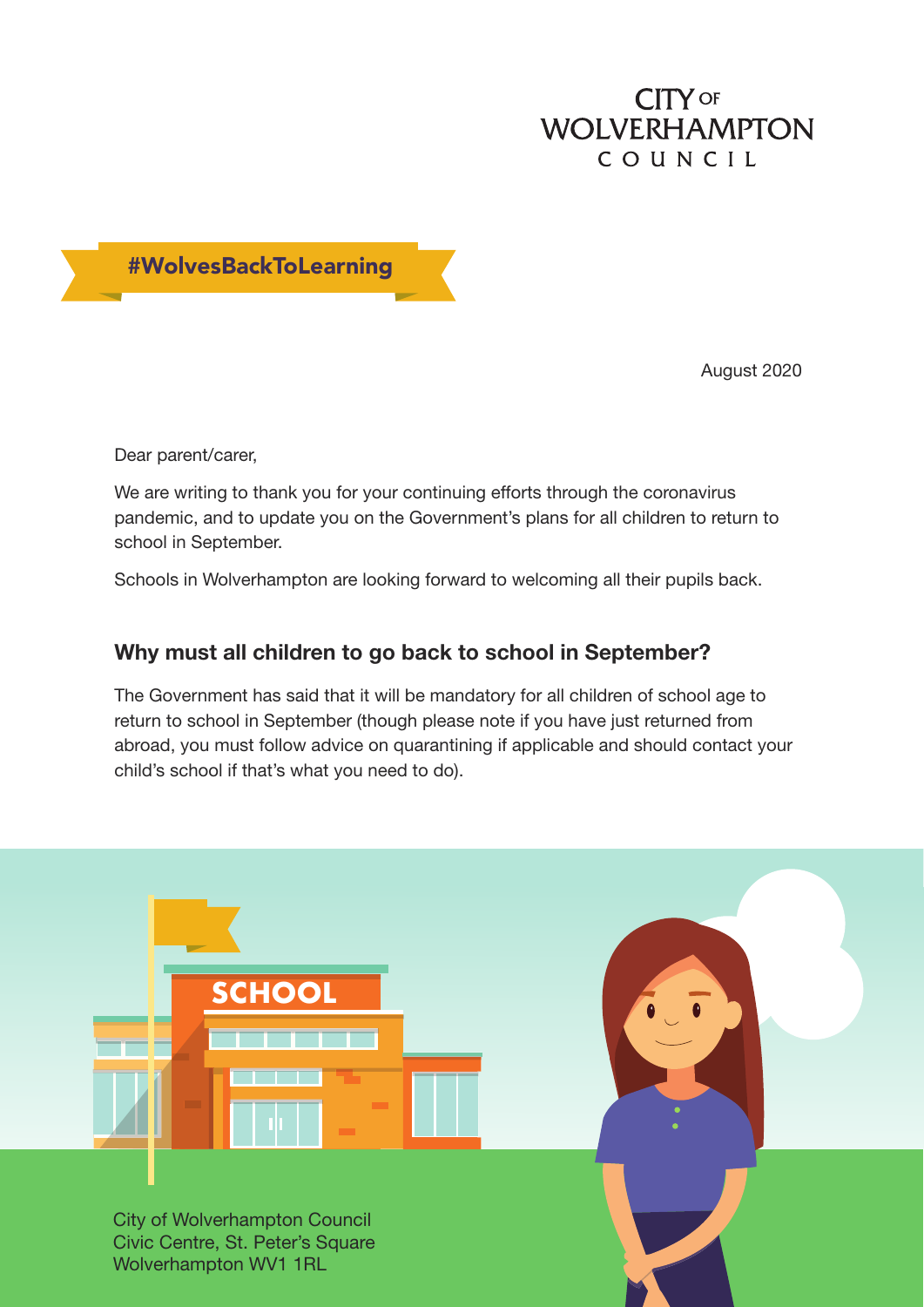CITY OF WOLVERHAMPTON COUNCIL

#WolvesBackToLearning

August 2020

Dear parent/carer,

We are writing to thank you for your continuing efforts through the coronavirus pandemic, and to update you on the Government's plans for all children to return to school in September.

Schools in Wolverhampton are looking forward to welcoming all their pupils back.

## Why must all children to go back to school in September?

The Government has said that it will be mandatory for all children of school age to return to school in September (though please note if you have just returned from abroad, you must follow advice on quarantining if applicable and should contact your child's school if that's what you need to do).

City of Wolverhampton Council
Civic Centre, St. Peter's Square
Wolverhampton WV1 1RL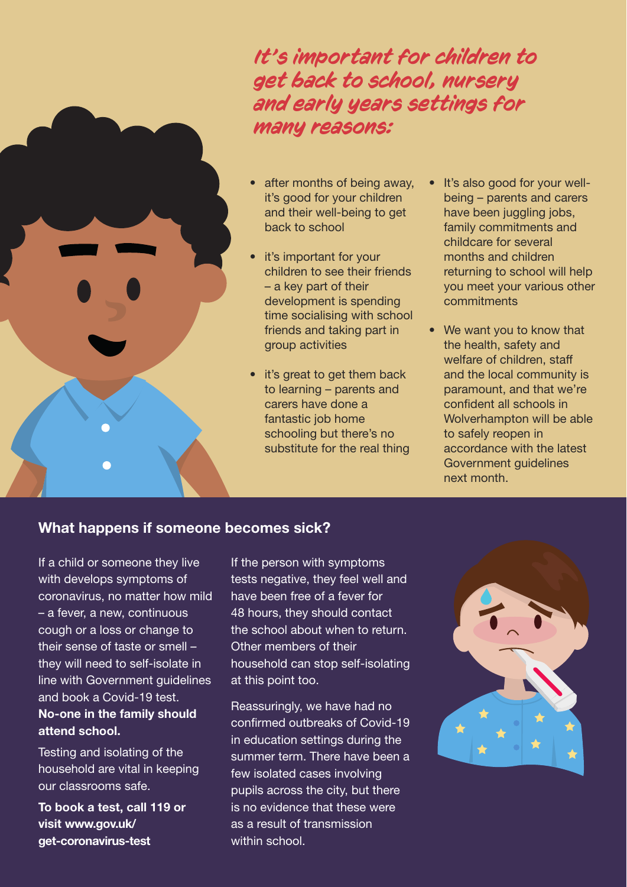## It's important for children to get back to school, nursery and early years settings for many reasons:

- after months of being away, it's good for your children and their well-being to get back to school
- it's important for your children to see their friends – a key part of their development is spending time socialising with school friends and taking part in group activities
- it's great to get them back to learning – parents and carers have done a fantastic job home schooling but there's no substitute for the real thing
- It's also good for your well-being – parents and carers have been juggling jobs, family commitments and childcare for several months and children returning to school will help you meet your various other commitments
- We want you to know that the health, safety and welfare of children, staff and the local community is paramount, and that we're confident all schools in Wolverhampton will be able to safely reopen in accordance with the latest Government guidelines next month.

### What happens if someone becomes sick?

If a child or someone they live with develops symptoms of coronavirus, no matter how mild – a fever, a new, continuous cough or a loss or change to their sense of taste or smell – they will need to self-isolate in line with Government guidelines and book a Covid-19 test. **No-one in the family should attend school.**

Testing and isolating of the household are vital in keeping our classrooms safe.

**To book a test, call 119 or visit www.gov.uk/get-coronavirus-test**

If the person with symptoms tests negative, they feel well and have been free of a fever for 48 hours, they should contact the school about when to return. Other members of their household can stop self-isolating at this point too.

Reassuringly, we have had no confirmed outbreaks of Covid-19 in education settings during the summer term. There have been a few isolated cases involving pupils across the city, but there is no evidence that these were as a result of transmission within school.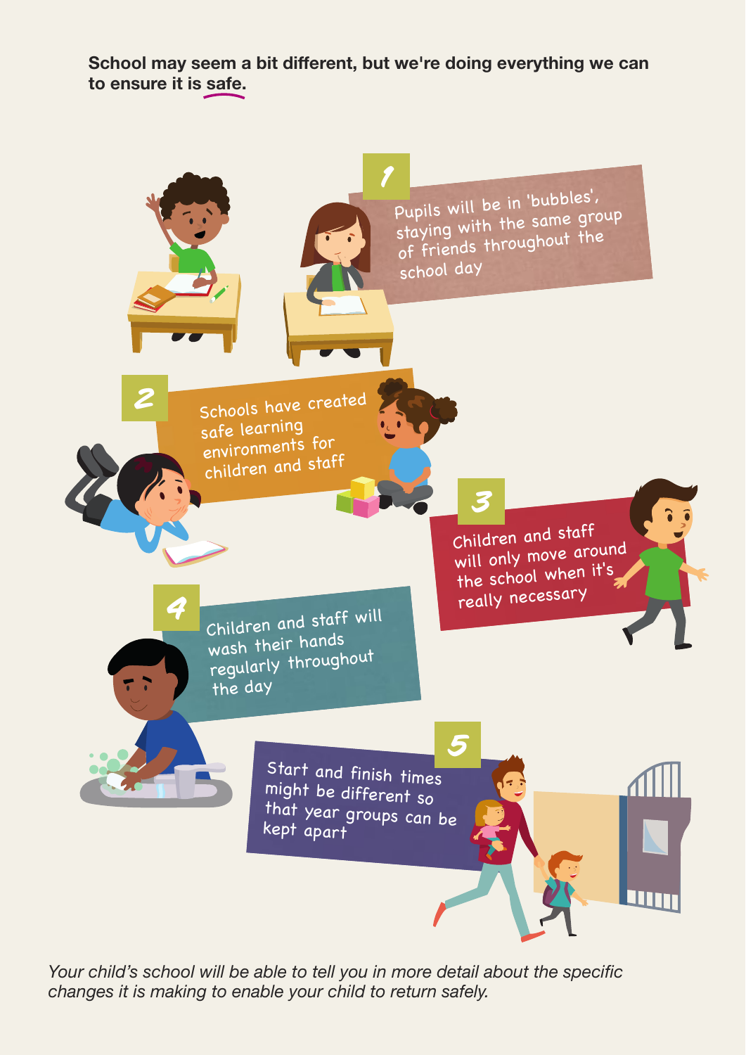**School may seem a bit different, but we're doing everything we can to ensure it is safe.**

1. Pupils will be in 'bubbles', staying with the same group of friends throughout the school day

2. Schools have created safe learning environments for children and staff

3. Children and staff will only move around the school when it's really necessary

4. Children and staff will wash their hands regularly throughout the day

5. Start and finish times might be different so that year groups can be kept apart

*Your child's school will be able to tell you in more detail about the specific changes it is making to enable your child to return safely.*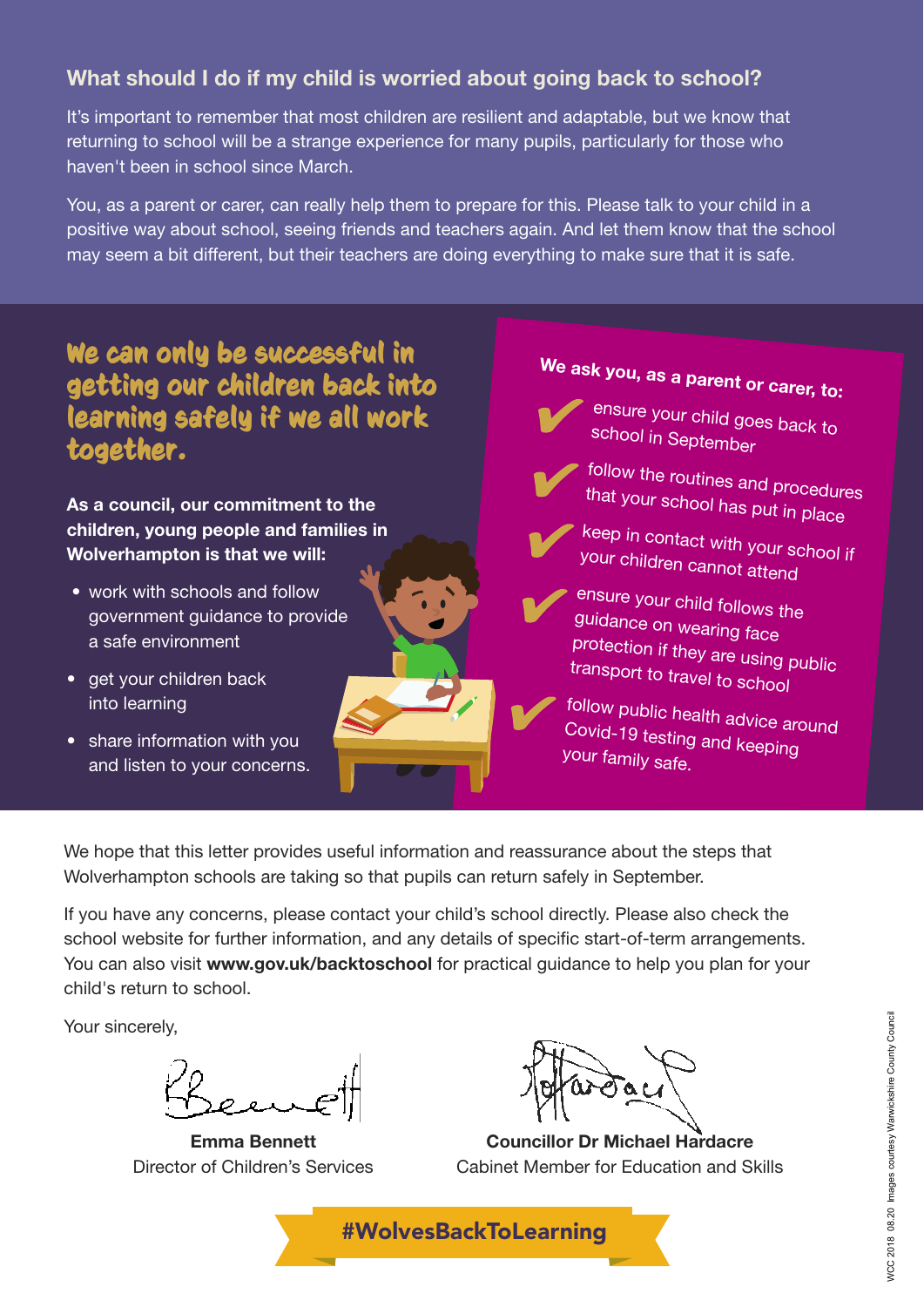## What should I do if my child is worried about going back to school?

It's important to remember that most children are resilient and adaptable, but we know that returning to school will be a strange experience for many pupils, particularly for those who haven't been in school since March.

You, as a parent or carer, can really help them to prepare for this. Please talk to your child in a positive way about school, seeing friends and teachers again. And let them know that the school may seem a bit different, but their teachers are doing everything to make sure that it is safe.

## We can only be successful in getting our children back into learning safely if we all work together.

**As a council, our commitment to the children, young people and families in Wolverhampton is that we will:**

- work with schools and follow government guidance to provide a safe environment
- get your children back into learning
- share information with you and listen to your concerns.

**We ask you, as a parent or carer, to:**

- ✔ ensure your child goes back to school in September
- ✔ follow the routines and procedures that your school has put in place
- ✔ keep in contact with your school if your children cannot attend
- ✔ ensure your child follows the guidance on wearing face protection if they are using public transport to travel to school
- ✔ follow public health advice around Covid-19 testing and keeping your family safe.

We hope that this letter provides useful information and reassurance about the steps that Wolverhampton schools are taking so that pupils can return safely in September.

If you have any concerns, please contact your child's school directly. Please also check the school website for further information, and any details of specific start-of-term arrangements. You can also visit **www.gov.uk/backtoschool** for practical guidance to help you plan for your child's return to school.

Your sincerely,

**Emma Bennett**
Director of Children's Services

**Councillor Dr Michael Hardacre**
Cabinet Member for Education and Skills

**#WolvesBackToLearning**

WCC 2018 08.20 Images courtesy Warwickshire County Council